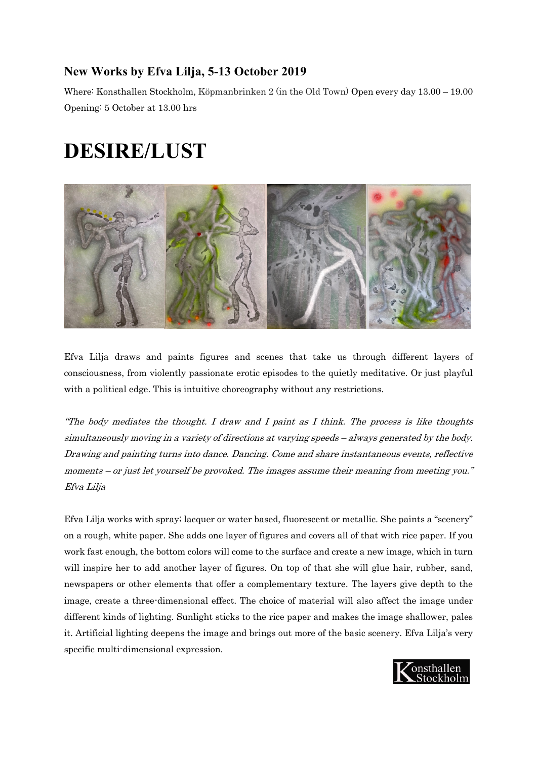### New Works by Efva Lilja, 5-13 October 2019

Where: Konsthallen Stockholm, Köpmanbrinken 2 (in the Old Town) Open every day 13.00 – 19.00
Opening: 5 October at 13.00 hrs

# DESIRE/LUST

Efva Lilja draws and paints figures and scenes that take us through different layers of consciousness, from violently passionate erotic episodes to the quietly meditative. Or just playful with a political edge. This is intuitive choreography without any restrictions.

*"The body mediates the thought. I draw and I paint as I think. The process is like thoughts simultaneously moving in a variety of directions at varying speeds – always generated by the body. Drawing and painting turns into dance. Dancing. Come and share instantaneous events, reflective moments – or just let yourself be provoked. The images assume their meaning from meeting you."*
*Efva Lilja*

Efva Lilja works with spray; lacquer or water based, fluorescent or metallic. She paints a "scenery" on a rough, white paper. She adds one layer of figures and covers all of that with rice paper. If you work fast enough, the bottom colors will come to the surface and create a new image, which in turn will inspire her to add another layer of figures. On top of that she will glue hair, rubber, sand, newspapers or other elements that offer a complementary texture. The layers give depth to the image, create a three-dimensional effect. The choice of material will also affect the image under different kinds of lighting. Sunlight sticks to the rice paper and makes the image shallower, pales it. Artificial lighting deepens the image and brings out more of the basic scenery. Efva Lilja's very specific multi-dimensional expression.

Konsthallen Stockholm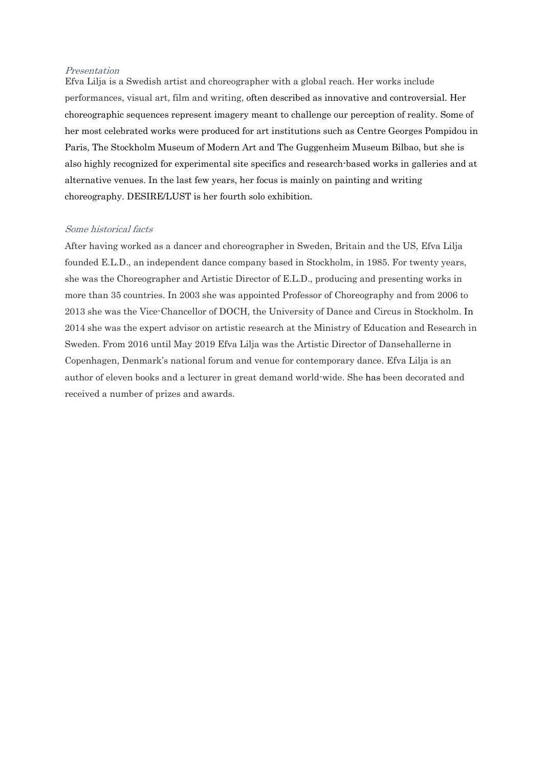*Presentation*

Efva Lilja is a Swedish artist and choreographer with a global reach. Her works include performances, visual art, film and writing, often described as innovative and controversial. Her choreographic sequences represent imagery meant to challenge our perception of reality. Some of her most celebrated works were produced for art institutions such as Centre Georges Pompidou in Paris, The Stockholm Museum of Modern Art and The Guggenheim Museum Bilbao, but she is also highly recognized for experimental site specifics and research-based works in galleries and at alternative venues. In the last few years, her focus is mainly on painting and writing choreography. DESIRE/LUST is her fourth solo exhibition.

*Some historical facts*

After having worked as a dancer and choreographer in Sweden, Britain and the US, Efva Lilja founded E.L.D., an independent dance company based in Stockholm, in 1985. For twenty years, she was the Choreographer and Artistic Director of E.L.D., producing and presenting works in more than 35 countries. In 2003 she was appointed Professor of Choreography and from 2006 to 2013 she was the Vice-Chancellor of DOCH, the University of Dance and Circus in Stockholm. In 2014 she was the expert advisor on artistic research at the Ministry of Education and Research in Sweden. From 2016 until May 2019 Efva Lilja was the Artistic Director of Dansehallerne in Copenhagen, Denmark's national forum and venue for contemporary dance. Efva Lilja is an author of eleven books and a lecturer in great demand world-wide. She has been decorated and received a number of prizes and awards.